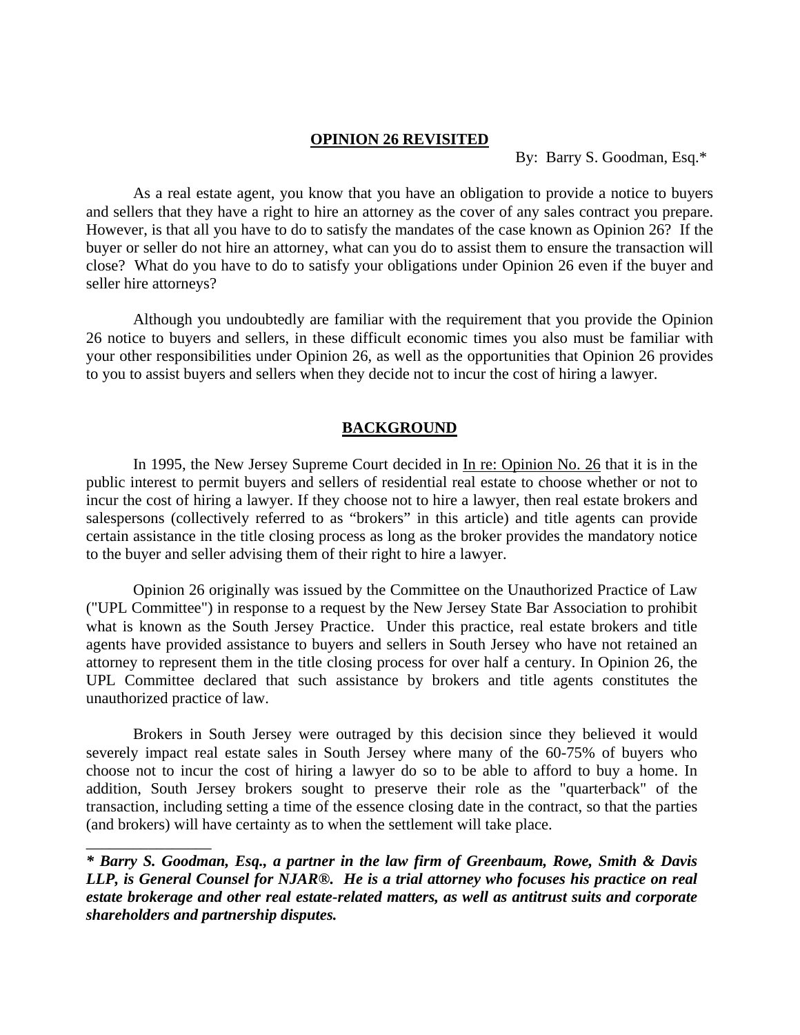# OPINION 26 REVISITED

By: Barry S. Goodman, Esq.*

As a real estate agent, you know that you have an obligation to provide a notice to buyers and sellers that they have a right to hire an attorney as the cover of any sales contract you prepare. However, is that all you have to do to satisfy the mandates of the case known as Opinion 26? If the buyer or seller do not hire an attorney, what can you do to assist them to ensure the transaction will close? What do you have to do to satisfy your obligations under Opinion 26 even if the buyer and seller hire attorneys?

Although you undoubtedly are familiar with the requirement that you provide the Opinion 26 notice to buyers and sellers, in these difficult economic times you also must be familiar with your other responsibilities under Opinion 26, as well as the opportunities that Opinion 26 provides to you to assist buyers and sellers when they decide not to incur the cost of hiring a lawyer.

## BACKGROUND

In 1995, the New Jersey Supreme Court decided in In re: Opinion No. 26 that it is in the public interest to permit buyers and sellers of residential real estate to choose whether or not to incur the cost of hiring a lawyer. If they choose not to hire a lawyer, then real estate brokers and salespersons (collectively referred to as "brokers" in this article) and title agents can provide certain assistance in the title closing process as long as the broker provides the mandatory notice to the buyer and seller advising them of their right to hire a lawyer.

Opinion 26 originally was issued by the Committee on the Unauthorized Practice of Law ("UPL Committee") in response to a request by the New Jersey State Bar Association to prohibit what is known as the South Jersey Practice. Under this practice, real estate brokers and title agents have provided assistance to buyers and sellers in South Jersey who have not retained an attorney to represent them in the title closing process for over half a century. In Opinion 26, the UPL Committee declared that such assistance by brokers and title agents constitutes the unauthorized practice of law.

Brokers in South Jersey were outraged by this decision since they believed it would severely impact real estate sales in South Jersey where many of the 60-75% of buyers who choose not to incur the cost of hiring a lawyer do so to be able to afford to buy a home. In addition, South Jersey brokers sought to preserve their role as the "quarterback" of the transaction, including setting a time of the essence closing date in the contract, so that the parties (and brokers) will have certainty as to when the settlement will take place.

---

***\* Barry S. Goodman, Esq., a partner in the law firm of Greenbaum, Rowe, Smith & Davis LLP, is General Counsel for NJAR®. He is a trial attorney who focuses his practice on real estate brokerage and other real estate-related matters, as well as antitrust suits and corporate shareholders and partnership disputes.***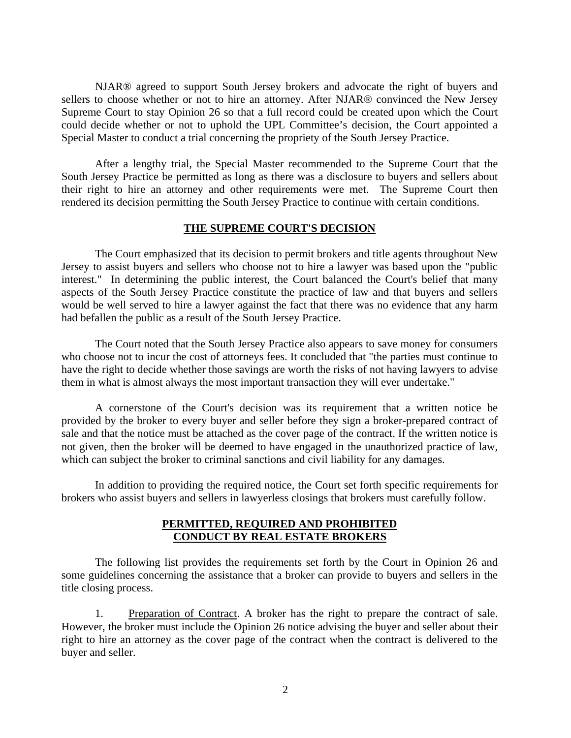NJAR® agreed to support South Jersey brokers and advocate the right of buyers and sellers to choose whether or not to hire an attorney. After NJAR® convinced the New Jersey Supreme Court to stay Opinion 26 so that a full record could be created upon which the Court could decide whether or not to uphold the UPL Committee's decision, the Court appointed a Special Master to conduct a trial concerning the propriety of the South Jersey Practice.

After a lengthy trial, the Special Master recommended to the Supreme Court that the South Jersey Practice be permitted as long as there was a disclosure to buyers and sellers about their right to hire an attorney and other requirements were met. The Supreme Court then rendered its decision permitting the South Jersey Practice to continue with certain conditions.

## THE SUPREME COURT'S DECISION

The Court emphasized that its decision to permit brokers and title agents throughout New Jersey to assist buyers and sellers who choose not to hire a lawyer was based upon the "public interest." In determining the public interest, the Court balanced the Court's belief that many aspects of the South Jersey Practice constitute the practice of law and that buyers and sellers would be well served to hire a lawyer against the fact that there was no evidence that any harm had befallen the public as a result of the South Jersey Practice.

The Court noted that the South Jersey Practice also appears to save money for consumers who choose not to incur the cost of attorneys fees. It concluded that "the parties must continue to have the right to decide whether those savings are worth the risks of not having lawyers to advise them in what is almost always the most important transaction they will ever undertake."

A cornerstone of the Court's decision was its requirement that a written notice be provided by the broker to every buyer and seller before they sign a broker-prepared contract of sale and that the notice must be attached as the cover page of the contract. If the written notice is not given, then the broker will be deemed to have engaged in the unauthorized practice of law, which can subject the broker to criminal sanctions and civil liability for any damages.

In addition to providing the required notice, the Court set forth specific requirements for brokers who assist buyers and sellers in lawyerless closings that brokers must carefully follow.

## PERMITTED, REQUIRED AND PROHIBITED CONDUCT BY REAL ESTATE BROKERS

The following list provides the requirements set forth by the Court in Opinion 26 and some guidelines concerning the assistance that a broker can provide to buyers and sellers in the title closing process.

1. Preparation of Contract. A broker has the right to prepare the contract of sale. However, the broker must include the Opinion 26 notice advising the buyer and seller about their right to hire an attorney as the cover page of the contract when the contract is delivered to the buyer and seller.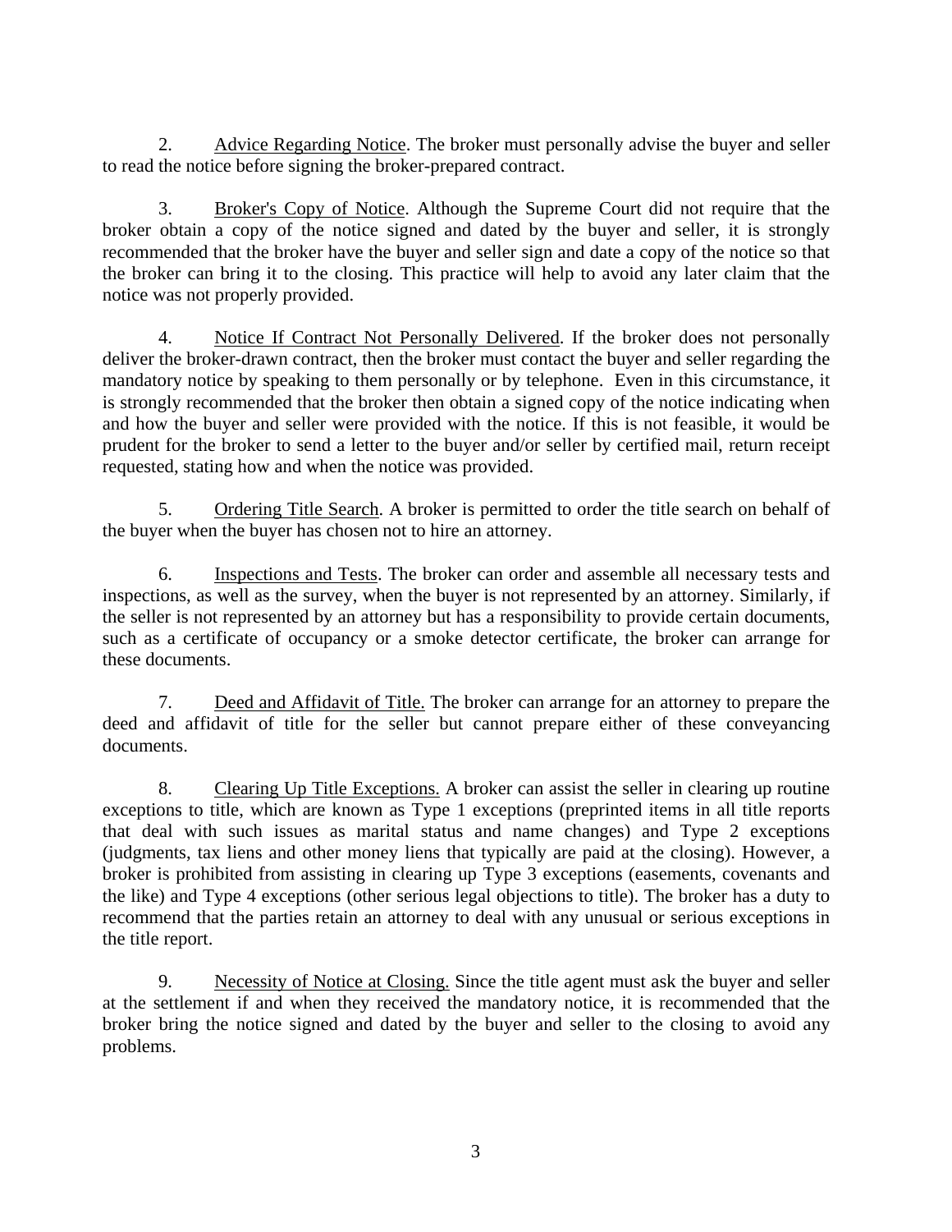2. Advice Regarding Notice. The broker must personally advise the buyer and seller to read the notice before signing the broker-prepared contract.

3. Broker's Copy of Notice. Although the Supreme Court did not require that the broker obtain a copy of the notice signed and dated by the buyer and seller, it is strongly recommended that the broker have the buyer and seller sign and date a copy of the notice so that the broker can bring it to the closing. This practice will help to avoid any later claim that the notice was not properly provided.

4. Notice If Contract Not Personally Delivered. If the broker does not personally deliver the broker-drawn contract, then the broker must contact the buyer and seller regarding the mandatory notice by speaking to them personally or by telephone. Even in this circumstance, it is strongly recommended that the broker then obtain a signed copy of the notice indicating when and how the buyer and seller were provided with the notice. If this is not feasible, it would be prudent for the broker to send a letter to the buyer and/or seller by certified mail, return receipt requested, stating how and when the notice was provided.

5. Ordering Title Search. A broker is permitted to order the title search on behalf of the buyer when the buyer has chosen not to hire an attorney.

6. Inspections and Tests. The broker can order and assemble all necessary tests and inspections, as well as the survey, when the buyer is not represented by an attorney. Similarly, if the seller is not represented by an attorney but has a responsibility to provide certain documents, such as a certificate of occupancy or a smoke detector certificate, the broker can arrange for these documents.

7. Deed and Affidavit of Title. The broker can arrange for an attorney to prepare the deed and affidavit of title for the seller but cannot prepare either of these conveyancing documents.

8. Clearing Up Title Exceptions. A broker can assist the seller in clearing up routine exceptions to title, which are known as Type 1 exceptions (preprinted items in all title reports that deal with such issues as marital status and name changes) and Type 2 exceptions (judgments, tax liens and other money liens that typically are paid at the closing). However, a broker is prohibited from assisting in clearing up Type 3 exceptions (easements, covenants and the like) and Type 4 exceptions (other serious legal objections to title). The broker has a duty to recommend that the parties retain an attorney to deal with any unusual or serious exceptions in the title report.

9. Necessity of Notice at Closing. Since the title agent must ask the buyer and seller at the settlement if and when they received the mandatory notice, it is recommended that the broker bring the notice signed and dated by the buyer and seller to the closing to avoid any problems.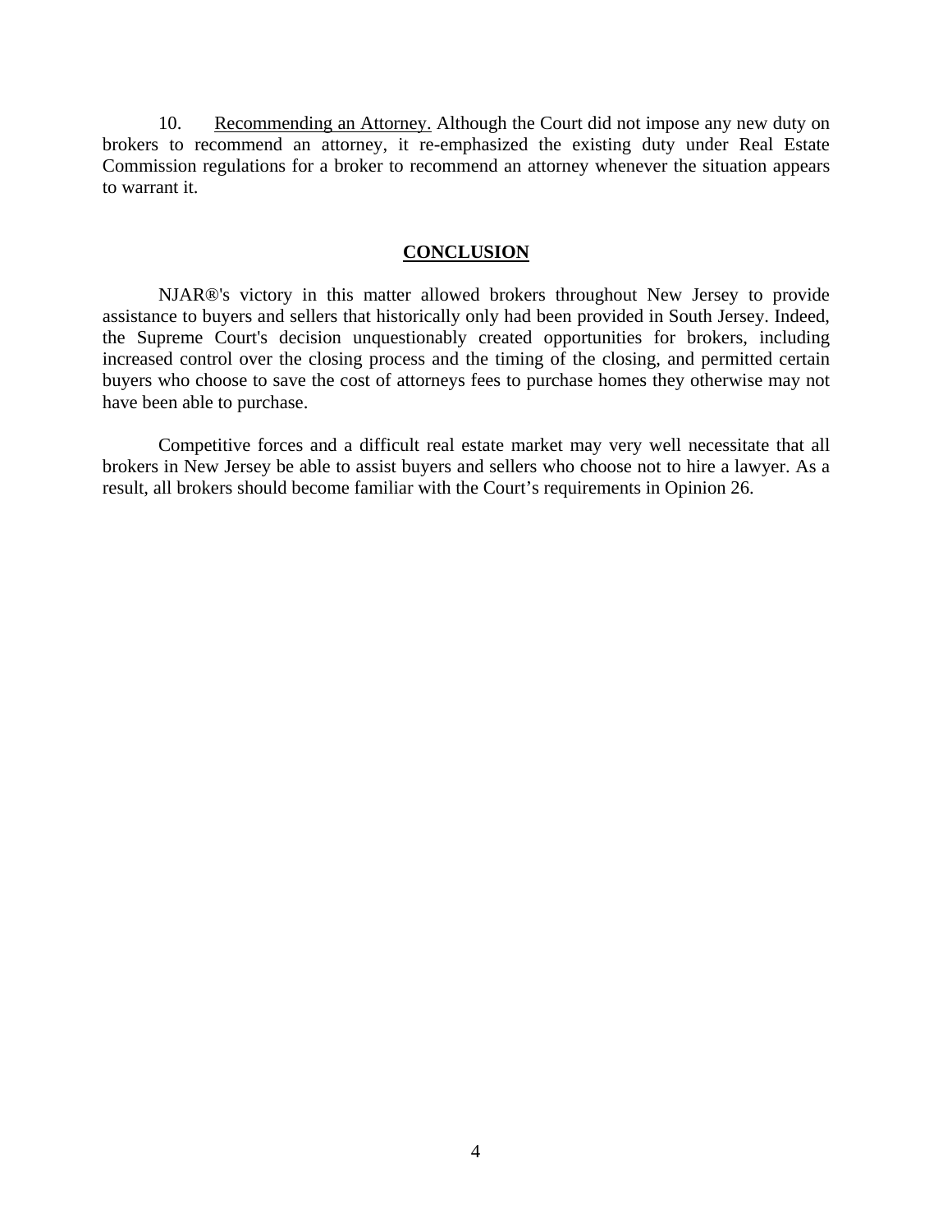10. Recommending an Attorney. Although the Court did not impose any new duty on brokers to recommend an attorney, it re-emphasized the existing duty under Real Estate Commission regulations for a broker to recommend an attorney whenever the situation appears to warrant it.

## CONCLUSION

NJAR®'s victory in this matter allowed brokers throughout New Jersey to provide assistance to buyers and sellers that historically only had been provided in South Jersey. Indeed, the Supreme Court's decision unquestionably created opportunities for brokers, including increased control over the closing process and the timing of the closing, and permitted certain buyers who choose to save the cost of attorneys fees to purchase homes they otherwise may not have been able to purchase.

Competitive forces and a difficult real estate market may very well necessitate that all brokers in New Jersey be able to assist buyers and sellers who choose not to hire a lawyer. As a result, all brokers should become familiar with the Court's requirements in Opinion 26.